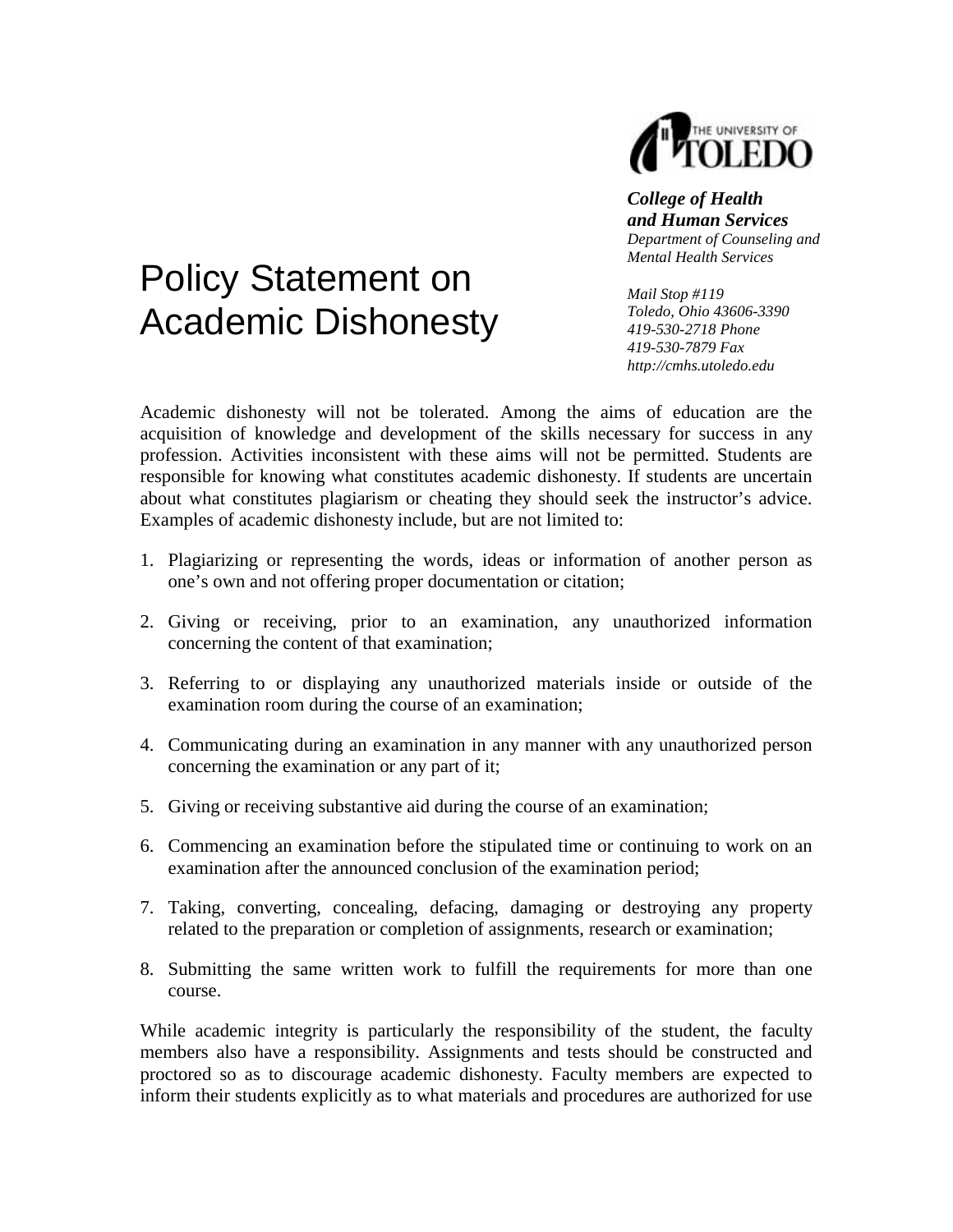THE UNIVERSITY OF TOLEDO

***College of Health and Human Services***
*Department of Counseling and Mental Health Services*

*Mail Stop #119*
*Toledo, Ohio 43606-3390*
*419-530-2718 Phone*
*419-530-7879 Fax*
*http://cmhs.utoledo.edu*

# Policy Statement on Academic Dishonesty

Academic dishonesty will not be tolerated. Among the aims of education are the acquisition of knowledge and development of the skills necessary for success in any profession. Activities inconsistent with these aims will not be permitted. Students are responsible for knowing what constitutes academic dishonesty. If students are uncertain about what constitutes plagiarism or cheating they should seek the instructor's advice. Examples of academic dishonesty include, but are not limited to:

1. Plagiarizing or representing the words, ideas or information of another person as one's own and not offering proper documentation or citation;

2. Giving or receiving, prior to an examination, any unauthorized information concerning the content of that examination;

3. Referring to or displaying any unauthorized materials inside or outside of the examination room during the course of an examination;

4. Communicating during an examination in any manner with any unauthorized person concerning the examination or any part of it;

5. Giving or receiving substantive aid during the course of an examination;

6. Commencing an examination before the stipulated time or continuing to work on an examination after the announced conclusion of the examination period;

7. Taking, converting, concealing, defacing, damaging or destroying any property related to the preparation or completion of assignments, research or examination;

8. Submitting the same written work to fulfill the requirements for more than one course.

While academic integrity is particularly the responsibility of the student, the faculty members also have a responsibility. Assignments and tests should be constructed and proctored so as to discourage academic dishonesty. Faculty members are expected to inform their students explicitly as to what materials and procedures are authorized for use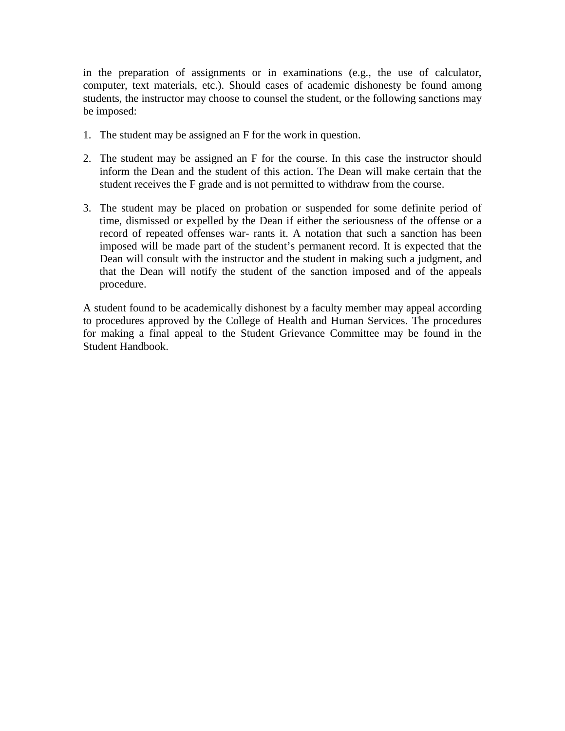in the preparation of assignments or in examinations (e.g., the use of calculator, computer, text materials, etc.). Should cases of academic dishonesty be found among students, the instructor may choose to counsel the student, or the following sanctions may be imposed:

1. The student may be assigned an F for the work in question.

2. The student may be assigned an F for the course. In this case the instructor should inform the Dean and the student of this action. The Dean will make certain that the student receives the F grade and is not permitted to withdraw from the course.

3. The student may be placed on probation or suspended for some definite period of time, dismissed or expelled by the Dean if either the seriousness of the offense or a record of repeated offenses war- rants it. A notation that such a sanction has been imposed will be made part of the student's permanent record. It is expected that the Dean will consult with the instructor and the student in making such a judgment, and that the Dean will notify the student of the sanction imposed and of the appeals procedure.

A student found to be academically dishonest by a faculty member may appeal according to procedures approved by the College of Health and Human Services. The procedures for making a final appeal to the Student Grievance Committee may be found in the Student Handbook.